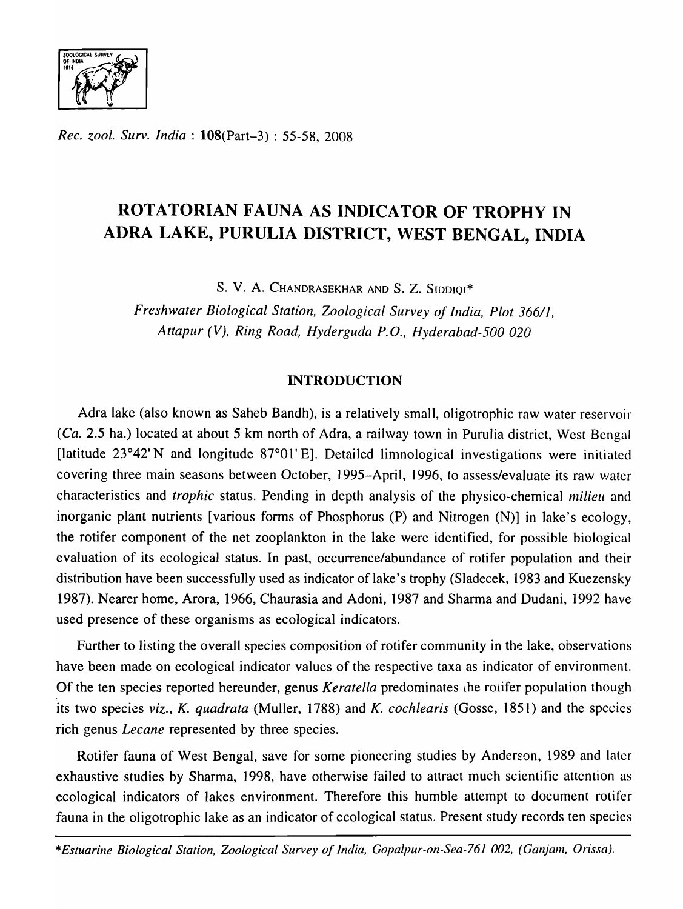# ROTATORIAN FAUNA AS INDICATOR OF TROPHY IN ADRA LAKE, PURULIA DISTRICT, WEST BENGAL, INDIA

S. V. A. CHANDRASEKHAR AND S. Z. SIDDIQI*

*Freshwater Biological Station, Zoological Survey of India, Plot 366/1, Attapur (V), Ring Road, Hyderguda P.O., Hyderabad-500 020*

## INTRODUCTION

Adra lake (also known as Saheb Bandh), is a relatively small, oligotrophic raw water reservoir (*Ca.* 2.5 ha.) located at about 5 km north of Adra, a railway town in Purulia district, West Bengal [latitude 23°42'N and longitude 87°01'E]. Detailed limnological investigations were initiated covering three main seasons between October, 1995–April, 1996, to assess/evaluate its raw water characteristics and *trophic* status. Pending in depth analysis of the physico-chemical *milieu* and inorganic plant nutrients [various forms of Phosphorus (P) and Nitrogen (N)] in lake's ecology, the rotifer component of the net zooplankton in the lake were identified, for possible biological evaluation of its ecological status. In past, occurrence/abundance of rotifer population and their distribution have been successfully used as indicator of lake's trophy (Sladecek, 1983 and Kuezensky 1987). Nearer home, Arora, 1966, Chaurasia and Adoni, 1987 and Sharma and Dudani, 1992 have used presence of these organisms as ecological indicators.

Further to listing the overall species composition of rotifer community in the lake, observations have been made on ecological indicator values of the respective taxa as indicator of environment. Of the ten species reported hereunder, genus *Keratella* predominates the rotifer population though its two species *viz.*, *K. quadrata* (Muller, 1788) and *K. cochlearis* (Gosse, 1851) and the species rich genus *Lecane* represented by three species.

Rotifer fauna of West Bengal, save for some pioneering studies by Anderson, 1989 and later exhaustive studies by Sharma, 1998, have otherwise failed to attract much scientific attention as ecological indicators of lakes environment. Therefore this humble attempt to document rotifer fauna in the oligotrophic lake as an indicator of ecological status. Present study records ten species

*Estuarine Biological Station, Zoological Survey of India, Gopalpur-on-Sea-761 002, (Ganjam, Orissa).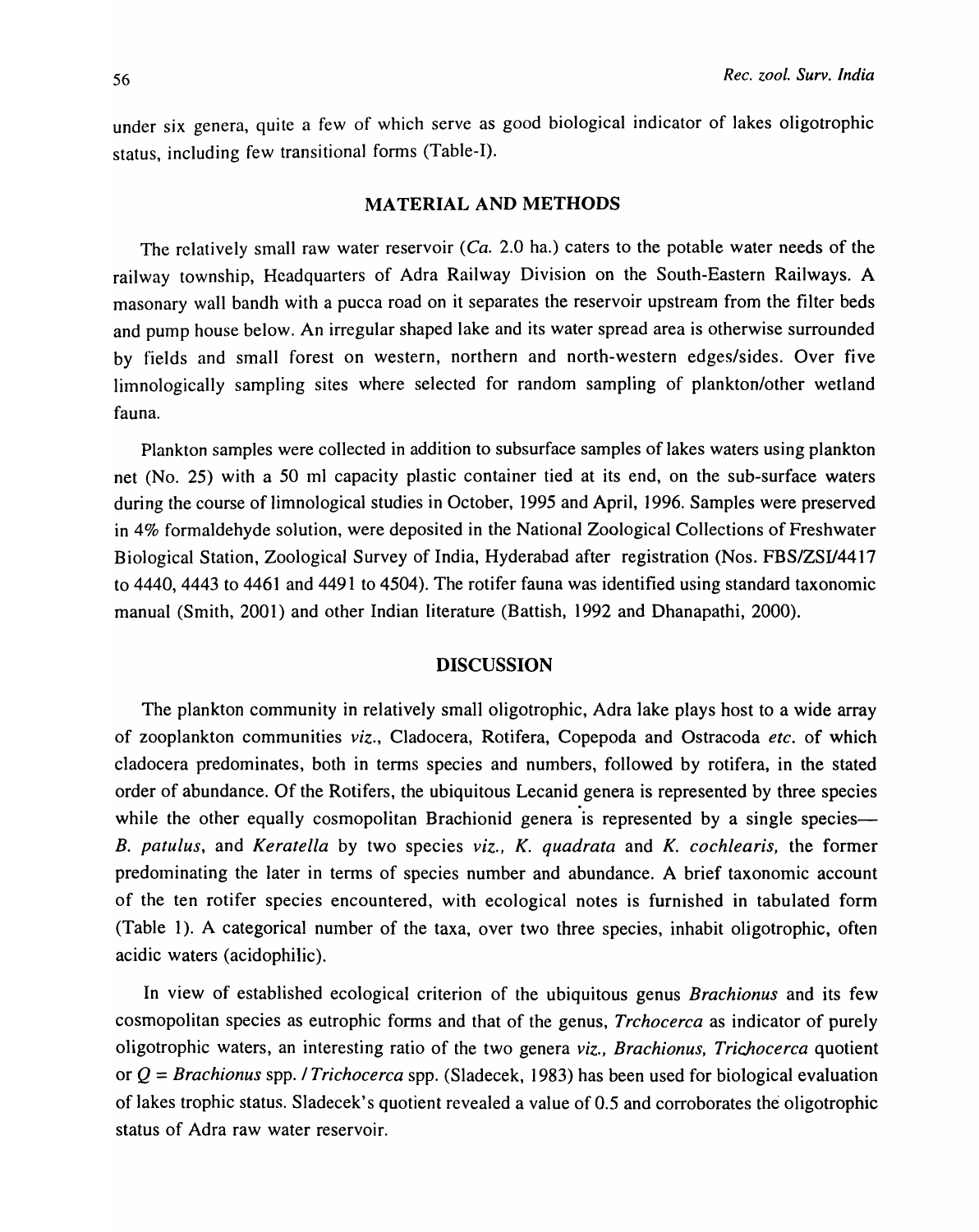under six genera, quite a few of which serve as good biological indicator of lakes oligotrophic status, including few transitional forms (Table-I).

## MATERIAL AND METHODS

The relatively small raw water reservoir (*Ca.* 2.0 ha.) caters to the potable water needs of the railway township, Headquarters of Adra Railway Division on the South-Eastern Railways. A masonary wall bandh with a pucca road on it separates the reservoir upstream from the filter beds and pump house below. An irregular shaped lake and its water spread area is otherwise surrounded by fields and small forest on western, northern and north-western edges/sides. Over five limnologically sampling sites where selected for random sampling of plankton/other wetland fauna.

Plankton samples were collected in addition to subsurface samples of lakes waters using plankton net (No. 25) with a 50 ml capacity plastic container tied at its end, on the sub-surface waters during the course of limnological studies in October, 1995 and April, 1996. Samples were preserved in 4% formaldehyde solution, were deposited in the National Zoological Collections of Freshwater Biological Station, Zoological Survey of India, Hyderabad after registration (Nos. FBS/ZSI/4417 to 4440, 4443 to 4461 and 4491 to 4504). The rotifer fauna was identified using standard taxonomic manual (Smith, 2001) and other Indian literature (Battish, 1992 and Dhanapathi, 2000).

## DISCUSSION

The plankton community in relatively small oligotrophic, Adra lake plays host to a wide array of zooplankton communities *viz.*, Cladocera, Rotifera, Copepoda and Ostracoda *etc.* of which cladocera predominates, both in terms species and numbers, followed by rotifera, in the stated order of abundance. Of the Rotifers, the ubiquitous Lecanid genera is represented by three species while the other equally cosmopolitan Brachionid genera is represented by a single species— *B. patulus*, and *Keratella* by two species *viz., K. quadrata* and *K. cochlearis,* the former predominating the later in terms of species number and abundance. A brief taxonomic account of the ten rotifer species encountered, with ecological notes is furnished in tabulated form (Table 1). A categorical number of the taxa, over two three species, inhabit oligotrophic, often acidic waters (acidophilic).

In view of established ecological criterion of the ubiquitous genus *Brachionus* and its few cosmopolitan species as eutrophic forms and that of the genus, *Trchocerca* as indicator of purely oligotrophic waters, an interesting ratio of the two genera *viz., Brachionus, Trichocerca* quotient or *Q* = *Brachionus* spp. / *Trichocerca* spp. (Sladecek, 1983) has been used for biological evaluation of lakes trophic status. Sladecek's quotient revealed a value of 0.5 and corroborates the oligotrophic status of Adra raw water reservoir.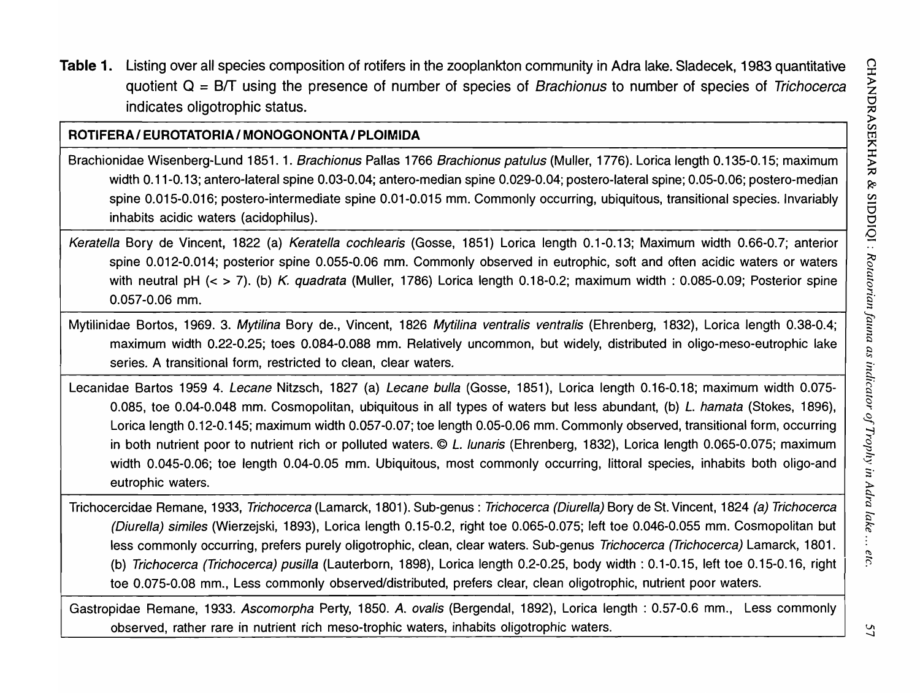**Table 1.** Listing over all species composition of rotifers in the zooplankton community in Adra lake. Sladecek, 1983 quantitative quotient Q = B/T using the presence of number of species of *Brachionus* to number of species of *Trichocerca* indicates oligotrophic status.

| **ROTIFERA / EUROTATORIA / MONOGONONTA / PLOIMIDA** |
|---|
| Brachionidae Wisenberg-Lund 1851. 1. *Brachionus* Pallas 1766 *Brachionus patulus* (Muller, 1776). Lorica length 0.135-0.15; maximum width 0.11-0.13; antero-lateral spine 0.03-0.04; antero-median spine 0.029-0.04; postero-lateral spine; 0.05-0.06; postero-median spine 0.015-0.016; postero-intermediate spine 0.01-0.015 mm. Commonly occurring, ubiquitous, transitional species. Invariably inhabits acidic waters (acidophilus). |
| *Keratella* Bory de Vincent, 1822 (a) *Keratella cochlearis* (Gosse, 1851) Lorica length 0.1-0.13; Maximum width 0.66-0.7; anterior spine 0.012-0.014; posterior spine 0.055-0.06 mm. Commonly observed in eutrophic, soft and often acidic waters or waters with neutral pH (< > 7). (b) *K. quadrata* (Muller, 1786) Lorica length 0.18-0.2; maximum width : 0.085-0.09; Posterior spine 0.057-0.06 mm. |
| Mytilinidae Bortos, 1969. 3. *Mytilina* Bory de., Vincent, 1826 *Mytilina ventralis ventralis* (Ehrenberg, 1832), Lorica length 0.38-0.4; maximum width 0.22-0.25; toes 0.084-0.088 mm. Relatively uncommon, but widely, distributed in oligo-meso-eutrophic lake series. A transitional form, restricted to clean, clear waters. |
| Lecanidae Bartos 1959 4. *Lecane* Nitzsch, 1827 (a) *Lecane bulla* (Gosse, 1851), Lorica length 0.16-0.18; maximum width 0.075-0.085, toe 0.04-0.048 mm. Cosmopolitan, ubiquitous in all types of waters but less abundant, (b) *L. hamata* (Stokes, 1896), Lorica length 0.12-0.145; maximum width 0.057-0.07; toe length 0.05-0.06 mm. Commonly observed, transitional form, occurring in both nutrient poor to nutrient rich or polluted waters. © *L. lunaris* (Ehrenberg, 1832), Lorica length 0.065-0.075; maximum width 0.045-0.06; toe length 0.04-0.05 mm. Ubiquitous, most commonly occurring, littoral species, inhabits both oligo-and eutrophic waters. |
| Trichocercidae Remane, 1933, *Trichocerca* (Lamarck, 1801). Sub-genus : *Trichocerca (Diurella)* Bory de St. Vincent, 1824 *(a) Trichocerca (Diurella) similes* (Wierzejski, 1893), Lorica length 0.15-0.2, right toe 0.065-0.075; left toe 0.046-0.055 mm. Cosmopolitan but less commonly occurring, prefers purely oligotrophic, clean, clear waters. Sub-genus *Trichocerca (Trichocerca)* Lamarck, 1801. (b) *Trichocerca (Trichocerca) pusilla* (Lauterborn, 1898), Lorica length 0.2-0.25, body width : 0.1-0.15, left toe 0.15-0.16, right toe 0.075-0.08 mm., Less commonly observed/distributed, prefers clear, clean oligotrophic, nutrient poor waters. |
| Gastropidae Remane, 1933. *Ascomorpha* Perty, 1850. *A. ovalis* (Bergendal, 1892), Lorica length : 0.57-0.6 mm., Less commonly observed, rather rare in nutrient rich meso-trophic waters, inhabits oligotrophic waters. |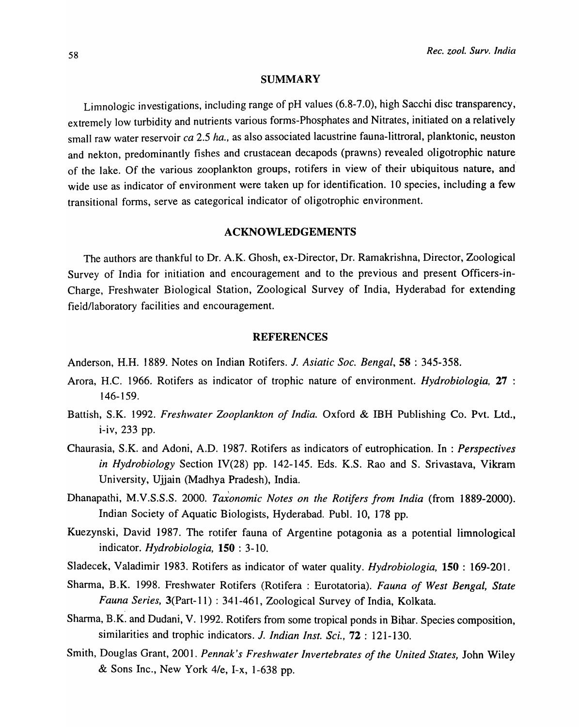## SUMMARY

Limnologic investigations, including range of pH values (6.8-7.0), high Sacchi disc transparency, extremely low turbidity and nutrients various forms-Phosphates and Nitrates, initiated on a relatively small raw water reservoir *ca* 2.5 *ha.*, as also associated lacustrine fauna-littroral, planktonic, neuston and nekton, predominantly fishes and crustacean decapods (prawns) revealed oligotrophic nature of the lake. Of the various zooplankton groups, rotifers in view of their ubiquitous nature, and wide use as indicator of environment were taken up for identification. 10 species, including a few transitional forms, serve as categorical indicator of oligotrophic environment.

## ACKNOWLEDGEMENTS

The authors are thankful to Dr. A.K. Ghosh, ex-Director, Dr. Ramakrishna, Director, Zoological Survey of India for initiation and encouragement and to the previous and present Officers-in-Charge, Freshwater Biological Station, Zoological Survey of India, Hyderabad for extending field/laboratory facilities and encouragement.

## REFERENCES

Anderson, H.H. 1889. Notes on Indian Rotifers. *J. Asiatic Soc. Bengal*, **58** : 345-358.

Arora, H.C. 1966. Rotifers as indicator of trophic nature of environment. *Hydrobiologia*, **27** : 146-159.

Battish, S.K. 1992. *Freshwater Zooplankton of India.* Oxford & IBH Publishing Co. Pvt. Ltd., i-iv, 233 pp.

Chaurasia, S.K. and Adoni, A.D. 1987. Rotifers as indicators of eutrophication. In : *Perspectives in Hydrobiology* Section IV(28) pp. 142-145. Eds. K.S. Rao and S. Srivastava, Vikram University, Ujjain (Madhya Pradesh), India.

Dhanapathi, M.V.S.S.S. 2000. *Taxonomic Notes on the Rotifers from India* (from 1889-2000). Indian Society of Aquatic Biologists, Hyderabad. Publ. 10, 178 pp.

Kuezynski, David 1987. The rotifer fauna of Argentine potagonia as a potential limnological indicator. *Hydrobiologia*, **150** : 3-10.

Sladecek, Valadimir 1983. Rotifers as indicator of water quality. *Hydrobiologia*, **150** : 169-201.

Sharma, B.K. 1998. Freshwater Rotifers (Rotifera : Eurotatoria). *Fauna of West Bengal, State Fauna Series*, **3**(Part-11) : 341-461, Zoological Survey of India, Kolkata.

Sharma, B.K. and Dudani, V. 1992. Rotifers from some tropical ponds in Bihar. Species composition, similarities and trophic indicators. *J. Indian Inst. Sci.*, **72** : 121-130.

Smith, Douglas Grant, 2001. *Pennak's Freshwater Invertebrates of the United States*, John Wiley & Sons Inc., New York 4/e, I-x, 1-638 pp.